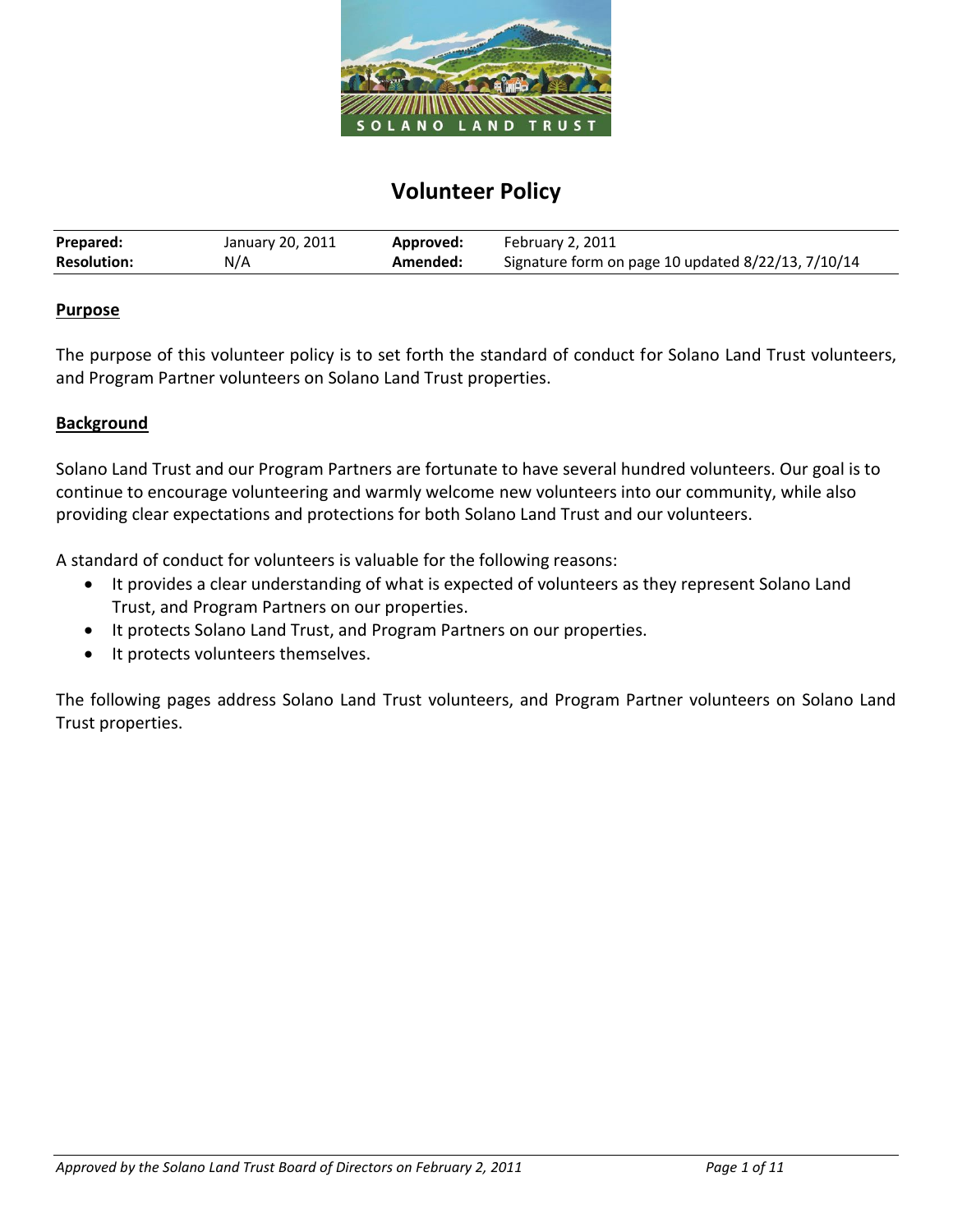SOLANO LAND TRUST

# Volunteer Policy

| **Prepared:** | January 20, 2011 | **Approved:** | February 2, 2011 |
|---|---|---|---|
| **Resolution:** | N/A | **Amended:** | Signature form on page 10 updated 8/22/13, 7/10/14 |

## Purpose

The purpose of this volunteer policy is to set forth the standard of conduct for Solano Land Trust volunteers, and Program Partner volunteers on Solano Land Trust properties.

## Background

Solano Land Trust and our Program Partners are fortunate to have several hundred volunteers. Our goal is to continue to encourage volunteering and warmly welcome new volunteers into our community, while also providing clear expectations and protections for both Solano Land Trust and our volunteers.

A standard of conduct for volunteers is valuable for the following reasons:

- It provides a clear understanding of what is expected of volunteers as they represent Solano Land Trust, and Program Partners on our properties.
- It protects Solano Land Trust, and Program Partners on our properties.
- It protects volunteers themselves.

The following pages address Solano Land Trust volunteers, and Program Partner volunteers on Solano Land Trust properties.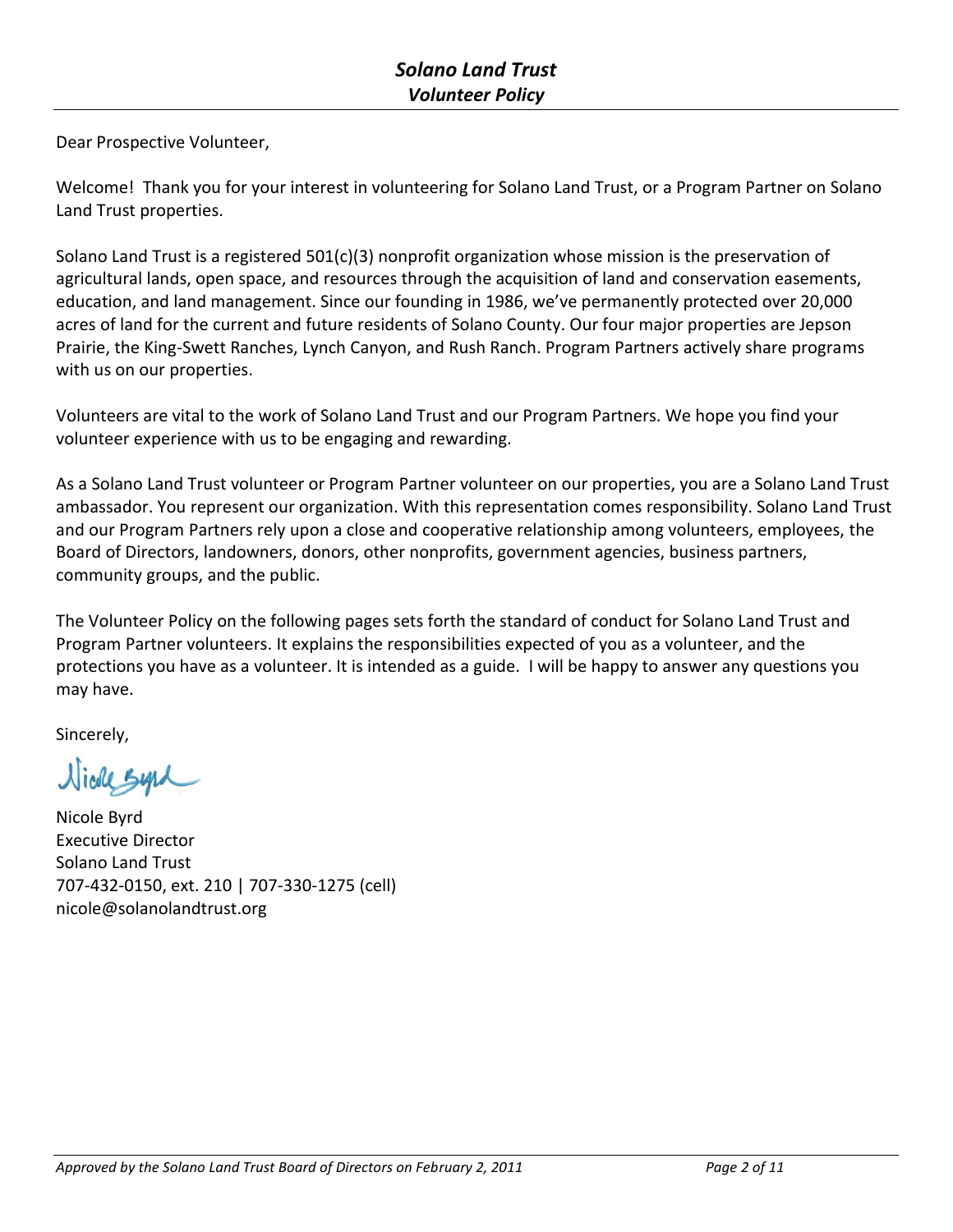Dear Prospective Volunteer,

Welcome! Thank you for your interest in volunteering for Solano Land Trust, or a Program Partner on Solano Land Trust properties.

Solano Land Trust is a registered 501(c)(3) nonprofit organization whose mission is the preservation of agricultural lands, open space, and resources through the acquisition of land and conservation easements, education, and land management. Since our founding in 1986, we've permanently protected over 20,000 acres of land for the current and future residents of Solano County. Our four major properties are Jepson Prairie, the King-Swett Ranches, Lynch Canyon, and Rush Ranch. Program Partners actively share programs with us on our properties.

Volunteers are vital to the work of Solano Land Trust and our Program Partners. We hope you find your volunteer experience with us to be engaging and rewarding.

As a Solano Land Trust volunteer or Program Partner volunteer on our properties, you are a Solano Land Trust ambassador. You represent our organization. With this representation comes responsibility. Solano Land Trust and our Program Partners rely upon a close and cooperative relationship among volunteers, employees, the Board of Directors, landowners, donors, other nonprofits, government agencies, business partners, community groups, and the public.

The Volunteer Policy on the following pages sets forth the standard of conduct for Solano Land Trust and Program Partner volunteers. It explains the responsibilities expected of you as a volunteer, and the protections you have as a volunteer. It is intended as a guide. I will be happy to answer any questions you may have.

Sincerely,

Nicole Byrd
Executive Director
Solano Land Trust
707-432-0150, ext. 210 | 707-330-1275 (cell)
nicole@solanolandtrust.org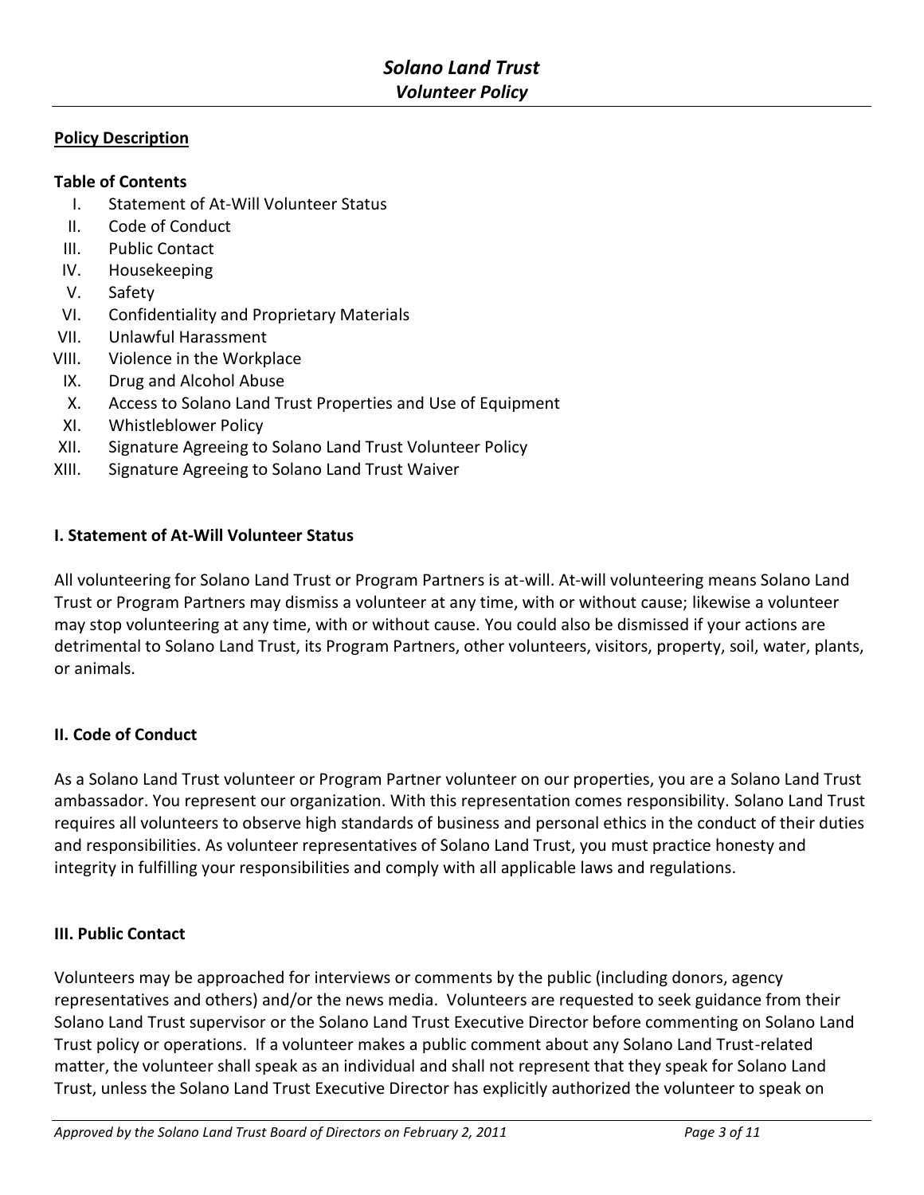# *Solano Land Trust*

## *Volunteer Policy*

**<u>Policy Description</u>**

**Table of Contents**

I. Statement of At-Will Volunteer Status
II. Code of Conduct
III. Public Contact
IV. Housekeeping
V. Safety
VI. Confidentiality and Proprietary Materials
VII. Unlawful Harassment
VIII. Violence in the Workplace
IX. Drug and Alcohol Abuse
X. Access to Solano Land Trust Properties and Use of Equipment
XI. Whistleblower Policy
XII. Signature Agreeing to Solano Land Trust Volunteer Policy
XIII. Signature Agreeing to Solano Land Trust Waiver

### I. Statement of At-Will Volunteer Status

All volunteering for Solano Land Trust or Program Partners is at-will. At-will volunteering means Solano Land Trust or Program Partners may dismiss a volunteer at any time, with or without cause; likewise a volunteer may stop volunteering at any time, with or without cause. You could also be dismissed if your actions are detrimental to Solano Land Trust, its Program Partners, other volunteers, visitors, property, soil, water, plants, or animals.

### II. Code of Conduct

As a Solano Land Trust volunteer or Program Partner volunteer on our properties, you are a Solano Land Trust ambassador. You represent our organization. With this representation comes responsibility. Solano Land Trust requires all volunteers to observe high standards of business and personal ethics in the conduct of their duties and responsibilities. As volunteer representatives of Solano Land Trust, you must practice honesty and integrity in fulfilling your responsibilities and comply with all applicable laws and regulations.

### III. Public Contact

Volunteers may be approached for interviews or comments by the public (including donors, agency representatives and others) and/or the news media. Volunteers are requested to seek guidance from their Solano Land Trust supervisor or the Solano Land Trust Executive Director before commenting on Solano Land Trust policy or operations. If a volunteer makes a public comment about any Solano Land Trust-related matter, the volunteer shall speak as an individual and shall not represent that they speak for Solano Land Trust, unless the Solano Land Trust Executive Director has explicitly authorized the volunteer to speak on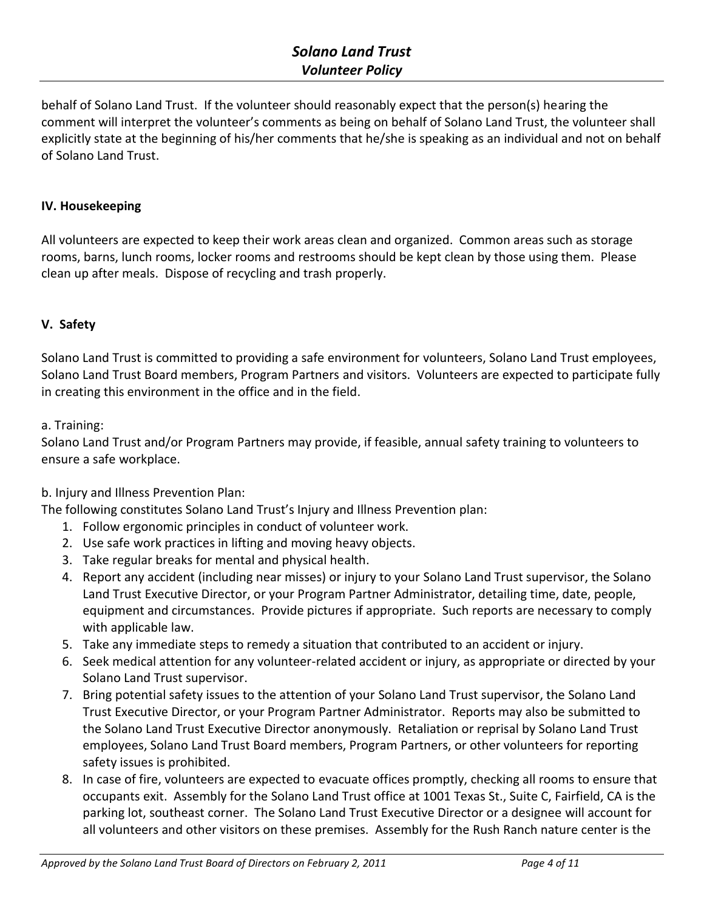behalf of Solano Land Trust. If the volunteer should reasonably expect that the person(s) hearing the comment will interpret the volunteer's comments as being on behalf of Solano Land Trust, the volunteer shall explicitly state at the beginning of his/her comments that he/she is speaking as an individual and not on behalf of Solano Land Trust.

**IV. Housekeeping**

All volunteers are expected to keep their work areas clean and organized. Common areas such as storage rooms, barns, lunch rooms, locker rooms and restrooms should be kept clean by those using them. Please clean up after meals. Dispose of recycling and trash properly.

**V. Safety**

Solano Land Trust is committed to providing a safe environment for volunteers, Solano Land Trust employees, Solano Land Trust Board members, Program Partners and visitors. Volunteers are expected to participate fully in creating this environment in the office and in the field.

a. Training:
Solano Land Trust and/or Program Partners may provide, if feasible, annual safety training to volunteers to ensure a safe workplace.

b. Injury and Illness Prevention Plan:
The following constitutes Solano Land Trust's Injury and Illness Prevention plan:

1. Follow ergonomic principles in conduct of volunteer work.
2. Use safe work practices in lifting and moving heavy objects.
3. Take regular breaks for mental and physical health.
4. Report any accident (including near misses) or injury to your Solano Land Trust supervisor, the Solano Land Trust Executive Director, or your Program Partner Administrator, detailing time, date, people, equipment and circumstances. Provide pictures if appropriate. Such reports are necessary to comply with applicable law.
5. Take any immediate steps to remedy a situation that contributed to an accident or injury.
6. Seek medical attention for any volunteer-related accident or injury, as appropriate or directed by your Solano Land Trust supervisor.
7. Bring potential safety issues to the attention of your Solano Land Trust supervisor, the Solano Land Trust Executive Director, or your Program Partner Administrator. Reports may also be submitted to the Solano Land Trust Executive Director anonymously. Retaliation or reprisal by Solano Land Trust employees, Solano Land Trust Board members, Program Partners, or other volunteers for reporting safety issues is prohibited.
8. In case of fire, volunteers are expected to evacuate offices promptly, checking all rooms to ensure that occupants exit. Assembly for the Solano Land Trust office at 1001 Texas St., Suite C, Fairfield, CA is the parking lot, southeast corner. The Solano Land Trust Executive Director or a designee will account for all volunteers and other visitors on these premises. Assembly for the Rush Ranch nature center is the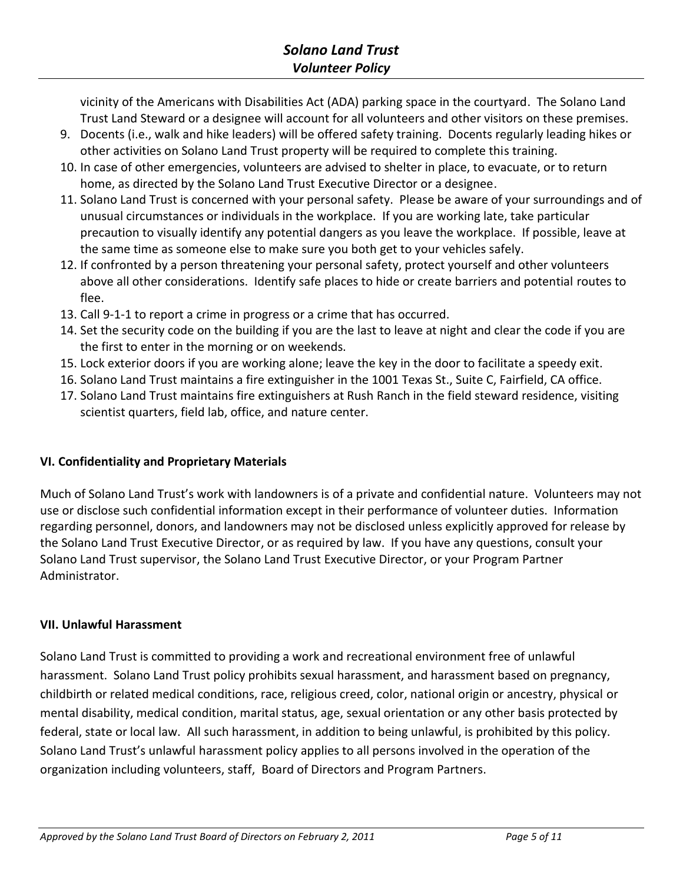vicinity of the Americans with Disabilities Act (ADA) parking space in the courtyard. The Solano Land Trust Land Steward or a designee will account for all volunteers and other visitors on these premises.

9. Docents (i.e., walk and hike leaders) will be offered safety training. Docents regularly leading hikes or other activities on Solano Land Trust property will be required to complete this training.
10. In case of other emergencies, volunteers are advised to shelter in place, to evacuate, or to return home, as directed by the Solano Land Trust Executive Director or a designee.
11. Solano Land Trust is concerned with your personal safety. Please be aware of your surroundings and of unusual circumstances or individuals in the workplace. If you are working late, take particular precaution to visually identify any potential dangers as you leave the workplace. If possible, leave at the same time as someone else to make sure you both get to your vehicles safely.
12. If confronted by a person threatening your personal safety, protect yourself and other volunteers above all other considerations. Identify safe places to hide or create barriers and potential routes to flee.
13. Call 9-1-1 to report a crime in progress or a crime that has occurred.
14. Set the security code on the building if you are the last to leave at night and clear the code if you are the first to enter in the morning or on weekends.
15. Lock exterior doors if you are working alone; leave the key in the door to facilitate a speedy exit.
16. Solano Land Trust maintains a fire extinguisher in the 1001 Texas St., Suite C, Fairfield, CA office.
17. Solano Land Trust maintains fire extinguishers at Rush Ranch in the field steward residence, visiting scientist quarters, field lab, office, and nature center.

## VI. Confidentiality and Proprietary Materials

Much of Solano Land Trust's work with landowners is of a private and confidential nature. Volunteers may not use or disclose such confidential information except in their performance of volunteer duties. Information regarding personnel, donors, and landowners may not be disclosed unless explicitly approved for release by the Solano Land Trust Executive Director, or as required by law. If you have any questions, consult your Solano Land Trust supervisor, the Solano Land Trust Executive Director, or your Program Partner Administrator.

## VII. Unlawful Harassment

Solano Land Trust is committed to providing a work and recreational environment free of unlawful harassment. Solano Land Trust policy prohibits sexual harassment, and harassment based on pregnancy, childbirth or related medical conditions, race, religious creed, color, national origin or ancestry, physical or mental disability, medical condition, marital status, age, sexual orientation or any other basis protected by federal, state or local law. All such harassment, in addition to being unlawful, is prohibited by this policy. Solano Land Trust's unlawful harassment policy applies to all persons involved in the operation of the organization including volunteers, staff, Board of Directors and Program Partners.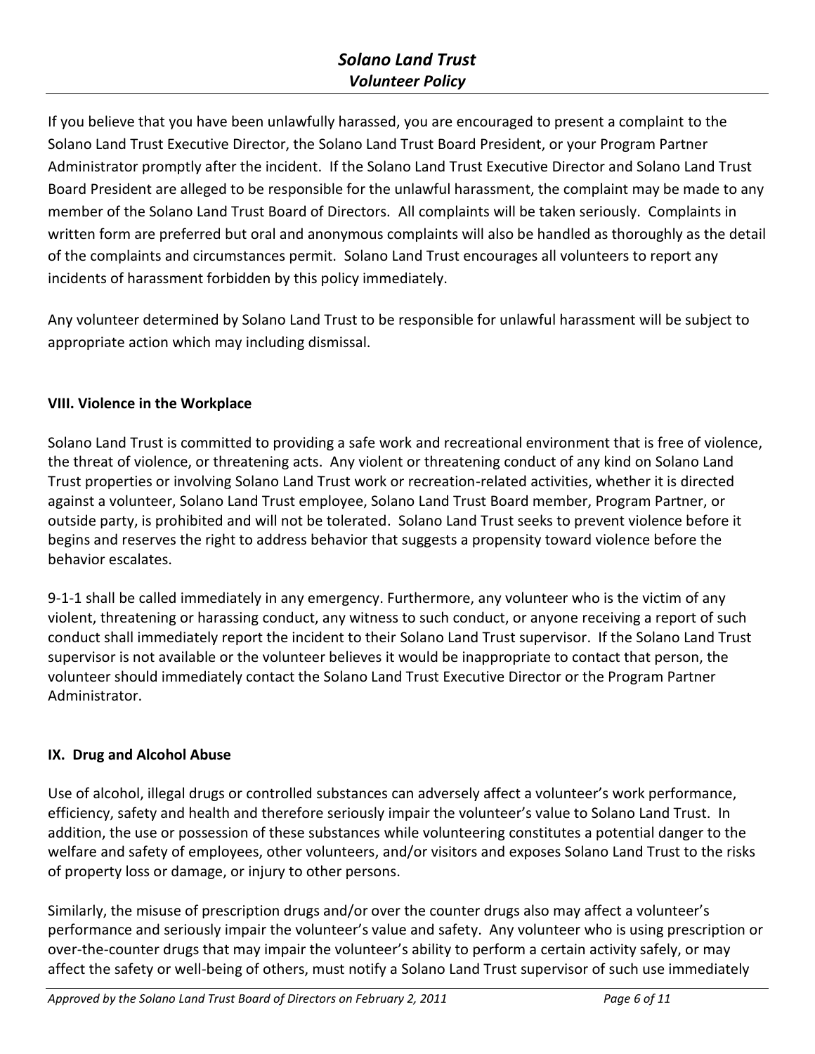If you believe that you have been unlawfully harassed, you are encouraged to present a complaint to the Solano Land Trust Executive Director, the Solano Land Trust Board President, or your Program Partner Administrator promptly after the incident. If the Solano Land Trust Executive Director and Solano Land Trust Board President are alleged to be responsible for the unlawful harassment, the complaint may be made to any member of the Solano Land Trust Board of Directors. All complaints will be taken seriously. Complaints in written form are preferred but oral and anonymous complaints will also be handled as thoroughly as the detail of the complaints and circumstances permit. Solano Land Trust encourages all volunteers to report any incidents of harassment forbidden by this policy immediately.

Any volunteer determined by Solano Land Trust to be responsible for unlawful harassment will be subject to appropriate action which may including dismissal.

## VIII. Violence in the Workplace

Solano Land Trust is committed to providing a safe work and recreational environment that is free of violence, the threat of violence, or threatening acts. Any violent or threatening conduct of any kind on Solano Land Trust properties or involving Solano Land Trust work or recreation-related activities, whether it is directed against a volunteer, Solano Land Trust employee, Solano Land Trust Board member, Program Partner, or outside party, is prohibited and will not be tolerated. Solano Land Trust seeks to prevent violence before it begins and reserves the right to address behavior that suggests a propensity toward violence before the behavior escalates.

9-1-1 shall be called immediately in any emergency. Furthermore, any volunteer who is the victim of any violent, threatening or harassing conduct, any witness to such conduct, or anyone receiving a report of such conduct shall immediately report the incident to their Solano Land Trust supervisor. If the Solano Land Trust supervisor is not available or the volunteer believes it would be inappropriate to contact that person, the volunteer should immediately contact the Solano Land Trust Executive Director or the Program Partner Administrator.

## IX. Drug and Alcohol Abuse

Use of alcohol, illegal drugs or controlled substances can adversely affect a volunteer's work performance, efficiency, safety and health and therefore seriously impair the volunteer's value to Solano Land Trust. In addition, the use or possession of these substances while volunteering constitutes a potential danger to the welfare and safety of employees, other volunteers, and/or visitors and exposes Solano Land Trust to the risks of property loss or damage, or injury to other persons.

Similarly, the misuse of prescription drugs and/or over the counter drugs also may affect a volunteer's performance and seriously impair the volunteer's value and safety. Any volunteer who is using prescription or over-the-counter drugs that may impair the volunteer's ability to perform a certain activity safely, or may affect the safety or well-being of others, must notify a Solano Land Trust supervisor of such use immediately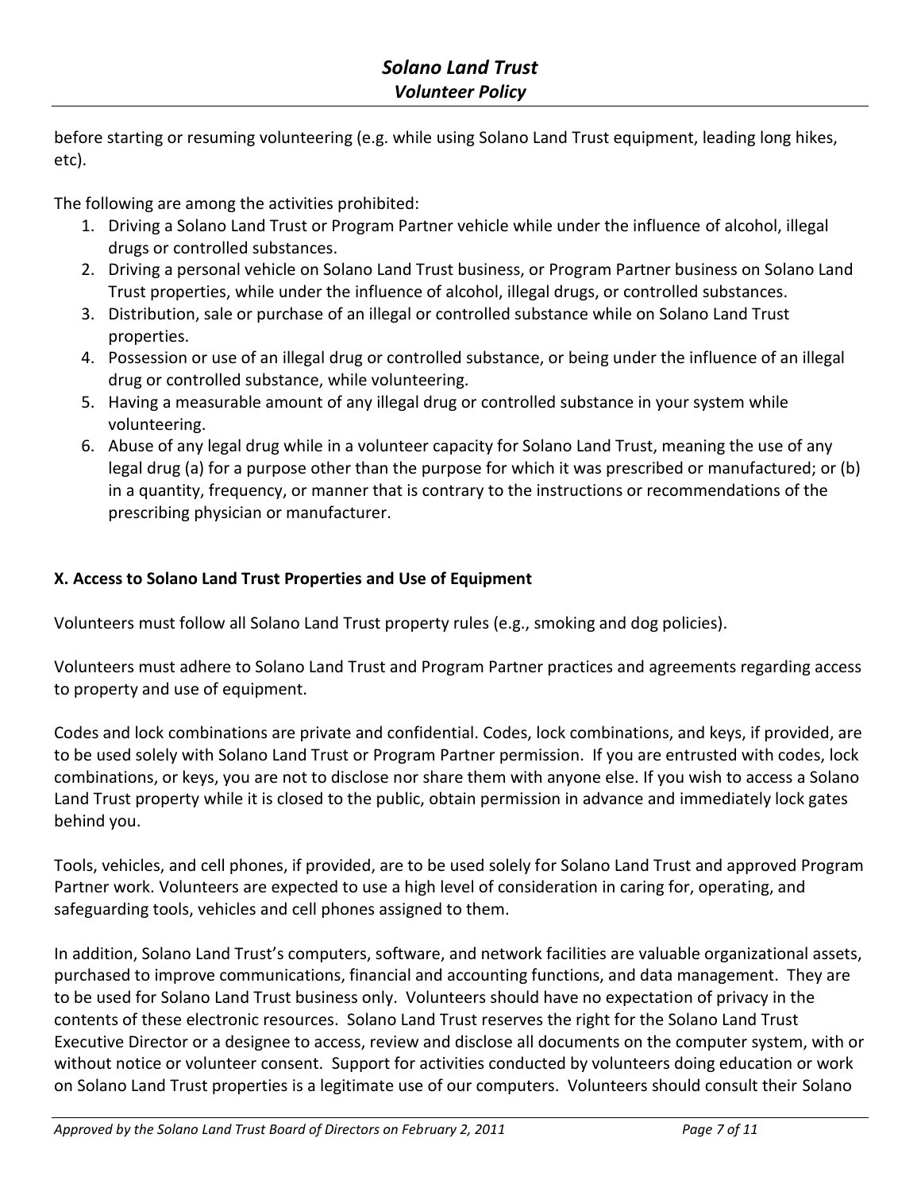before starting or resuming volunteering (e.g. while using Solano Land Trust equipment, leading long hikes, etc).

The following are among the activities prohibited:

1. Driving a Solano Land Trust or Program Partner vehicle while under the influence of alcohol, illegal drugs or controlled substances.
2. Driving a personal vehicle on Solano Land Trust business, or Program Partner business on Solano Land Trust properties, while under the influence of alcohol, illegal drugs, or controlled substances.
3. Distribution, sale or purchase of an illegal or controlled substance while on Solano Land Trust properties.
4. Possession or use of an illegal drug or controlled substance, or being under the influence of an illegal drug or controlled substance, while volunteering.
5. Having a measurable amount of any illegal drug or controlled substance in your system while volunteering.
6. Abuse of any legal drug while in a volunteer capacity for Solano Land Trust, meaning the use of any legal drug (a) for a purpose other than the purpose for which it was prescribed or manufactured; or (b) in a quantity, frequency, or manner that is contrary to the instructions or recommendations of the prescribing physician or manufacturer.

## X. Access to Solano Land Trust Properties and Use of Equipment

Volunteers must follow all Solano Land Trust property rules (e.g., smoking and dog policies).

Volunteers must adhere to Solano Land Trust and Program Partner practices and agreements regarding access to property and use of equipment.

Codes and lock combinations are private and confidential. Codes, lock combinations, and keys, if provided, are to be used solely with Solano Land Trust or Program Partner permission. If you are entrusted with codes, lock combinations, or keys, you are not to disclose nor share them with anyone else. If you wish to access a Solano Land Trust property while it is closed to the public, obtain permission in advance and immediately lock gates behind you.

Tools, vehicles, and cell phones, if provided, are to be used solely for Solano Land Trust and approved Program Partner work. Volunteers are expected to use a high level of consideration in caring for, operating, and safeguarding tools, vehicles and cell phones assigned to them.

In addition, Solano Land Trust's computers, software, and network facilities are valuable organizational assets, purchased to improve communications, financial and accounting functions, and data management. They are to be used for Solano Land Trust business only. Volunteers should have no expectation of privacy in the contents of these electronic resources. Solano Land Trust reserves the right for the Solano Land Trust Executive Director or a designee to access, review and disclose all documents on the computer system, with or without notice or volunteer consent. Support for activities conducted by volunteers doing education or work on Solano Land Trust properties is a legitimate use of our computers. Volunteers should consult their Solano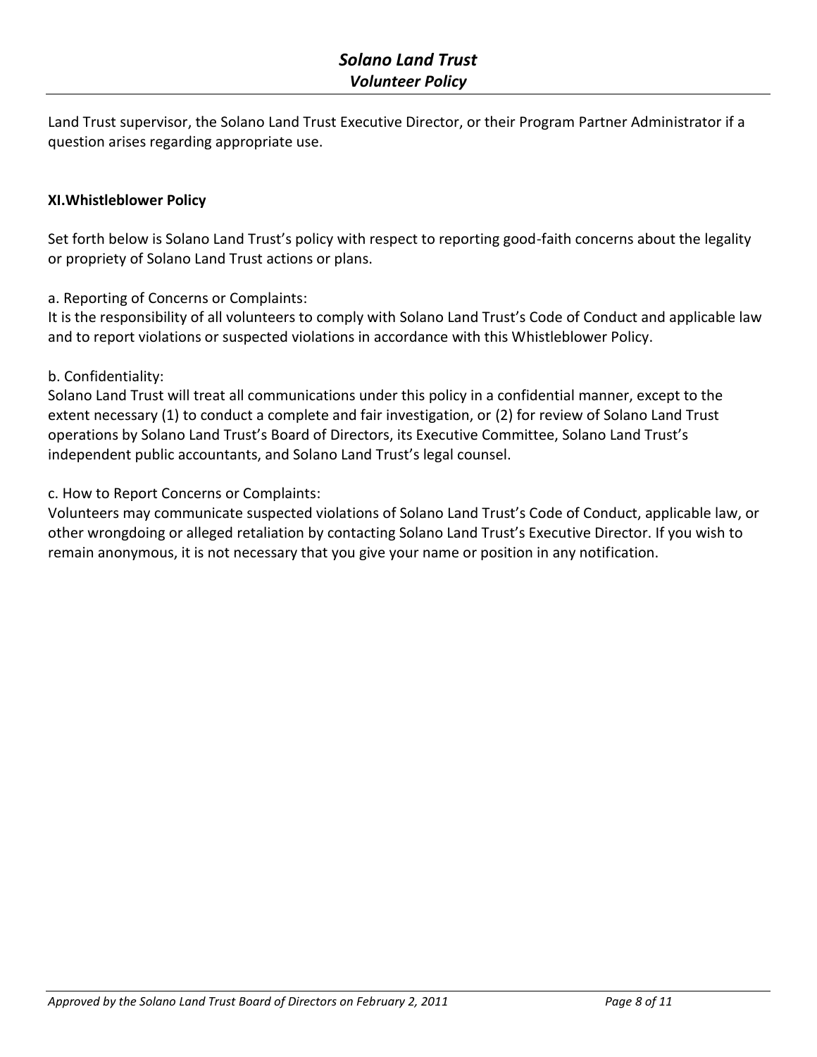Land Trust supervisor, the Solano Land Trust Executive Director, or their Program Partner Administrator if a question arises regarding appropriate use.

**XI.Whistleblower Policy**

Set forth below is Solano Land Trust's policy with respect to reporting good-faith concerns about the legality or propriety of Solano Land Trust actions or plans.

a. Reporting of Concerns or Complaints:
It is the responsibility of all volunteers to comply with Solano Land Trust's Code of Conduct and applicable law and to report violations or suspected violations in accordance with this Whistleblower Policy.

b. Confidentiality:
Solano Land Trust will treat all communications under this policy in a confidential manner, except to the extent necessary (1) to conduct a complete and fair investigation, or (2) for review of Solano Land Trust operations by Solano Land Trust's Board of Directors, its Executive Committee, Solano Land Trust's independent public accountants, and Solano Land Trust's legal counsel.

c. How to Report Concerns or Complaints:
Volunteers may communicate suspected violations of Solano Land Trust's Code of Conduct, applicable law, or other wrongdoing or alleged retaliation by contacting Solano Land Trust's Executive Director. If you wish to remain anonymous, it is not necessary that you give your name or position in any notification.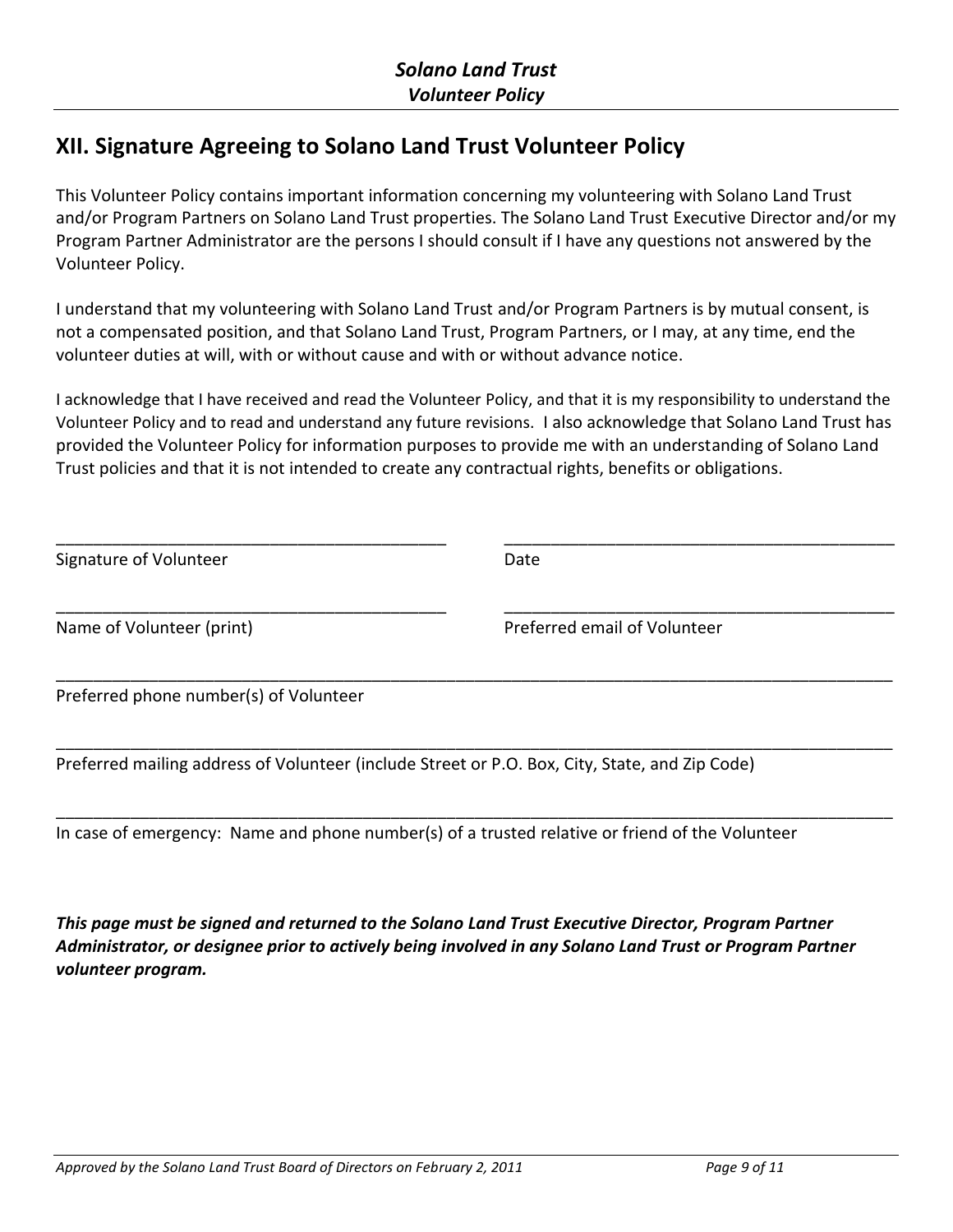## XII. Signature Agreeing to Solano Land Trust Volunteer Policy

This Volunteer Policy contains important information concerning my volunteering with Solano Land Trust and/or Program Partners on Solano Land Trust properties. The Solano Land Trust Executive Director and/or my Program Partner Administrator are the persons I should consult if I have any questions not answered by the Volunteer Policy.

I understand that my volunteering with Solano Land Trust and/or Program Partners is by mutual consent, is not a compensated position, and that Solano Land Trust, Program Partners, or I may, at any time, end the volunteer duties at will, with or without cause and with or without advance notice.

I acknowledge that I have received and read the Volunteer Policy, and that it is my responsibility to understand the Volunteer Policy and to read and understand any future revisions. I also acknowledge that Solano Land Trust has provided the Volunteer Policy for information purposes to provide me with an understanding of Solano Land Trust policies and that it is not intended to create any contractual rights, benefits or obligations.

___________________________________________ ___________________________________________

Signature of Volunteer Date

___________________________________________ ___________________________________________

Name of Volunteer (print) Preferred email of Volunteer

_____________________________________________________________________________________________

Preferred phone number(s) of Volunteer

_____________________________________________________________________________________________

Preferred mailing address of Volunteer (include Street or P.O. Box, City, State, and Zip Code)

_____________________________________________________________________________________________

In case of emergency: Name and phone number(s) of a trusted relative or friend of the Volunteer

***This page must be signed and returned to the Solano Land Trust Executive Director, Program Partner Administrator, or designee prior to actively being involved in any Solano Land Trust or Program Partner volunteer program.***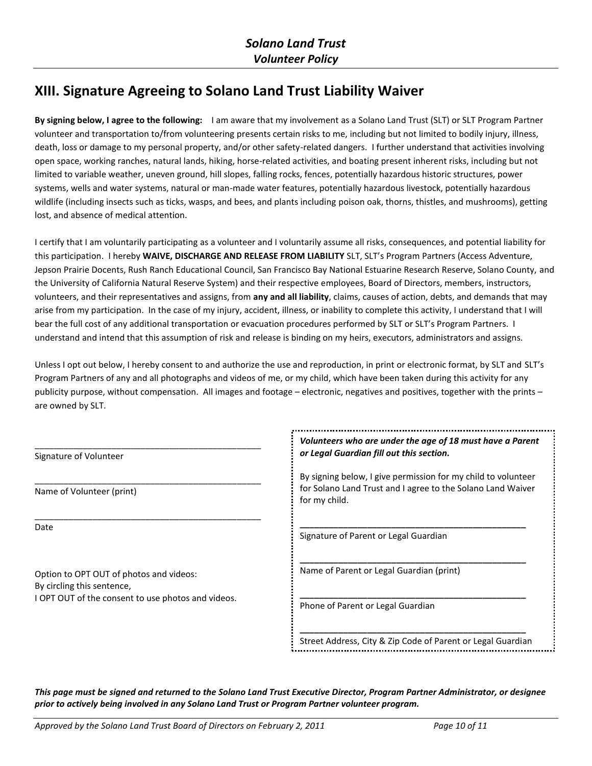## XIII. Signature Agreeing to Solano Land Trust Liability Waiver

**By signing below, I agree to the following:** I am aware that my involvement as a Solano Land Trust (SLT) or SLT Program Partner volunteer and transportation to/from volunteering presents certain risks to me, including but not limited to bodily injury, illness, death, loss or damage to my personal property, and/or other safety-related dangers. I further understand that activities involving open space, working ranches, natural lands, hiking, horse-related activities, and boating present inherent risks, including but not limited to variable weather, uneven ground, hill slopes, falling rocks, fences, potentially hazardous historic structures, power systems, wells and water systems, natural or man-made water features, potentially hazardous livestock, potentially hazardous wildlife (including insects such as ticks, wasps, and bees, and plants including poison oak, thorns, thistles, and mushrooms), getting lost, and absence of medical attention.

I certify that I am voluntarily participating as a volunteer and I voluntarily assume all risks, consequences, and potential liability for this participation. I hereby **WAIVE, DISCHARGE AND RELEASE FROM LIABILITY** SLT, SLT's Program Partners (Access Adventure, Jepson Prairie Docents, Rush Ranch Educational Council, San Francisco Bay National Estuarine Research Reserve, Solano County, and the University of California Natural Reserve System) and their respective employees, Board of Directors, members, instructors, volunteers, and their representatives and assigns, from **any and all liability**, claims, causes of action, debts, and demands that may arise from my participation. In the case of my injury, accident, illness, or inability to complete this activity, I understand that I will bear the full cost of any additional transportation or evacuation procedures performed by SLT or SLT's Program Partners. I understand and intend that this assumption of risk and release is binding on my heirs, executors, administrators and assigns.

Unless I opt out below, I hereby consent to and authorize the use and reproduction, in print or electronic format, by SLT and SLT's Program Partners of any and all photographs and videos of me, or my child, which have been taken during this activity for any publicity purpose, without compensation. All images and footage – electronic, negatives and positives, together with the prints – are owned by SLT.

\_\_\_\_\_\_\_\_\_\_\_\_\_\_\_\_\_\_\_\_\_\_\_\_\_\_\_\_\_\_\_\_\_\_\_\_\_\_\_\_\_\_\_\_
Signature of Volunteer

\_\_\_\_\_\_\_\_\_\_\_\_\_\_\_\_\_\_\_\_\_\_\_\_\_\_\_\_\_\_\_\_\_\_\_\_\_\_\_\_\_\_\_\_
Name of Volunteer (print)

\_\_\_\_\_\_\_\_\_\_\_\_\_\_\_\_\_\_\_\_\_\_\_\_\_\_\_\_\_\_\_\_\_\_\_\_\_\_\_\_\_\_\_\_
Date

Option to OPT OUT of photos and videos:
By circling this sentence,
I OPT OUT of the consent to use photos and videos.

***Volunteers who are under the age of 18 must have a Parent or Legal Guardian fill out this section.***

By signing below, I give permission for my child to volunteer for Solano Land Trust and I agree to the Solano Land Waiver for my child.

\_\_\_\_\_\_\_\_\_\_\_\_\_\_\_\_\_\_\_\_\_\_\_\_\_\_\_\_\_\_\_\_\_\_\_\_\_\_\_\_\_\_\_\_
Signature of Parent or Legal Guardian

\_\_\_\_\_\_\_\_\_\_\_\_\_\_\_\_\_\_\_\_\_\_\_\_\_\_\_\_\_\_\_\_\_\_\_\_\_\_\_\_\_\_\_\_
Name of Parent or Legal Guardian (print)

\_\_\_\_\_\_\_\_\_\_\_\_\_\_\_\_\_\_\_\_\_\_\_\_\_\_\_\_\_\_\_\_\_\_\_\_\_\_\_\_\_\_\_\_
Phone of Parent or Legal Guardian

\_\_\_\_\_\_\_\_\_\_\_\_\_\_\_\_\_\_\_\_\_\_\_\_\_\_\_\_\_\_\_\_\_\_\_\_\_\_\_\_\_\_\_\_
Street Address, City & Zip Code of Parent or Legal Guardian

***This page must be signed and returned to the Solano Land Trust Executive Director, Program Partner Administrator, or designee prior to actively being involved in any Solano Land Trust or Program Partner volunteer program.***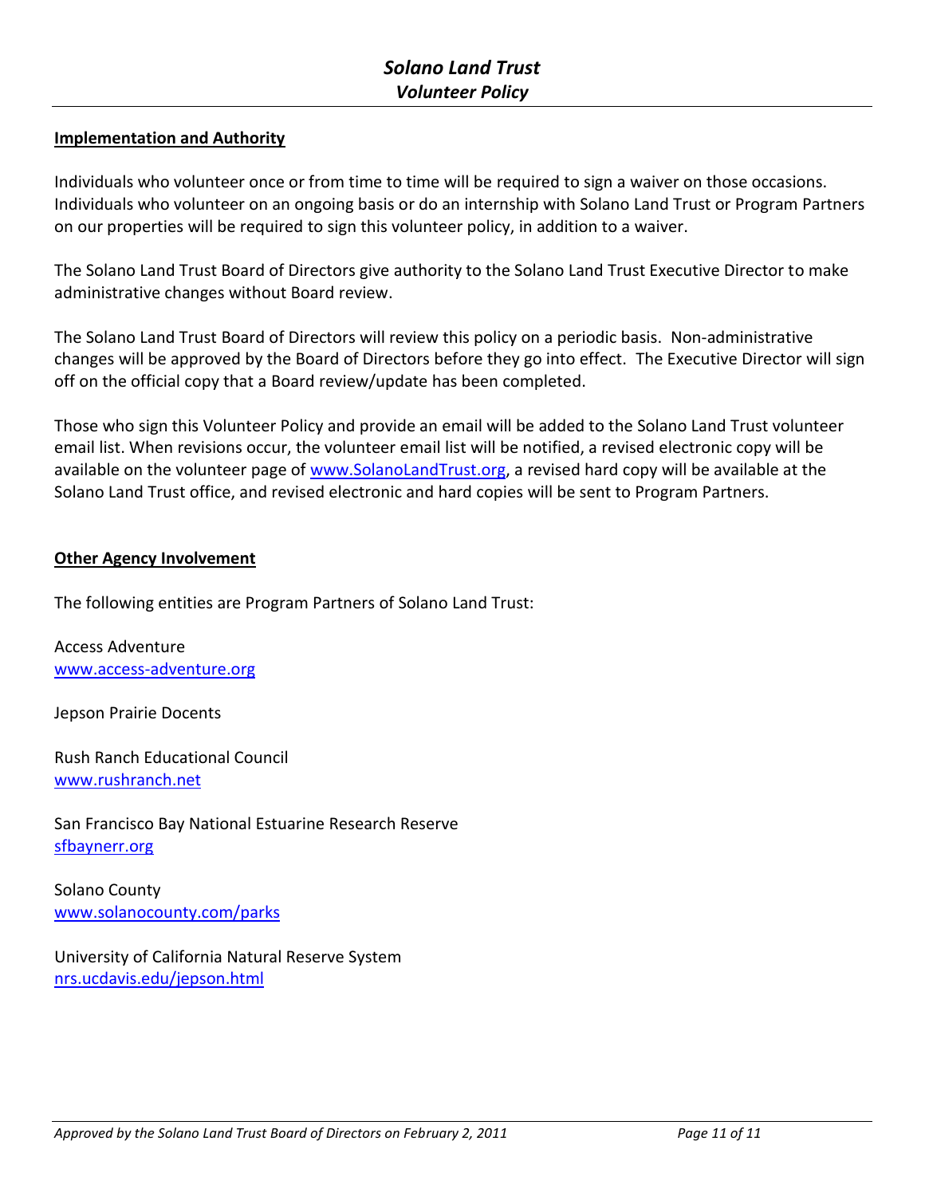## Implementation and Authority

Individuals who volunteer once or from time to time will be required to sign a waiver on those occasions. Individuals who volunteer on an ongoing basis or do an internship with Solano Land Trust or Program Partners on our properties will be required to sign this volunteer policy, in addition to a waiver.

The Solano Land Trust Board of Directors give authority to the Solano Land Trust Executive Director to make administrative changes without Board review.

The Solano Land Trust Board of Directors will review this policy on a periodic basis. Non-administrative changes will be approved by the Board of Directors before they go into effect. The Executive Director will sign off on the official copy that a Board review/update has been completed.

Those who sign this Volunteer Policy and provide an email will be added to the Solano Land Trust volunteer email list. When revisions occur, the volunteer email list will be notified, a revised electronic copy will be available on the volunteer page of www.SolanoLandTrust.org, a revised hard copy will be available at the Solano Land Trust office, and revised electronic and hard copies will be sent to Program Partners.

## Other Agency Involvement

The following entities are Program Partners of Solano Land Trust:

Access Adventure
www.access-adventure.org

Jepson Prairie Docents

Rush Ranch Educational Council
www.rushranch.net

San Francisco Bay National Estuarine Research Reserve
sfbaynerr.org

Solano County
www.solanocounty.com/parks

University of California Natural Reserve System
nrs.ucdavis.edu/jepson.html